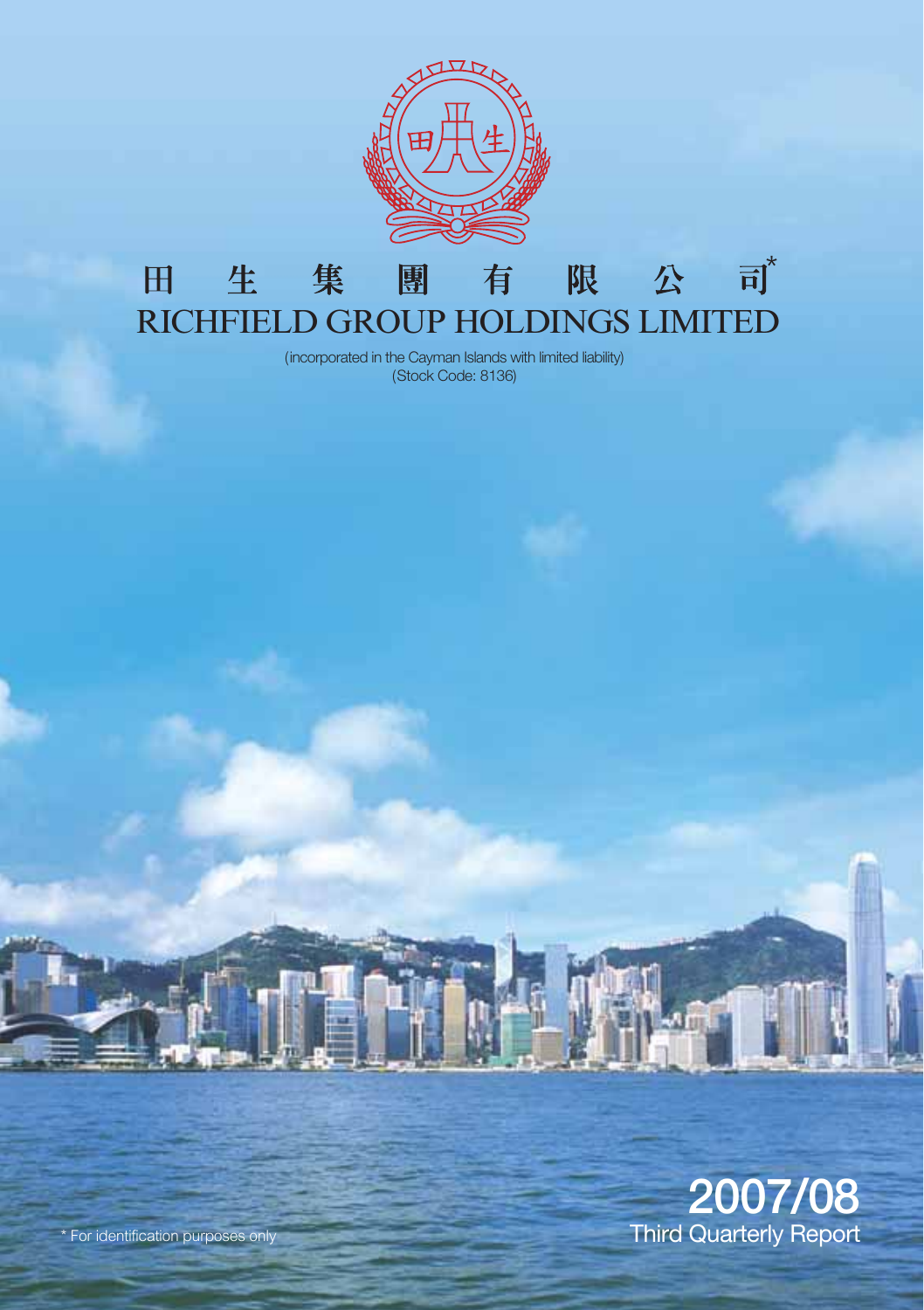# 田生集團有限公司*

# RICHFIELD GROUP HOLDINGS LIMITED

(incorporated in the Cayman Islands with limited liability)
(Stock Code: 8136)

## 2007/08
## Third Quarterly Report

* For identification purposes only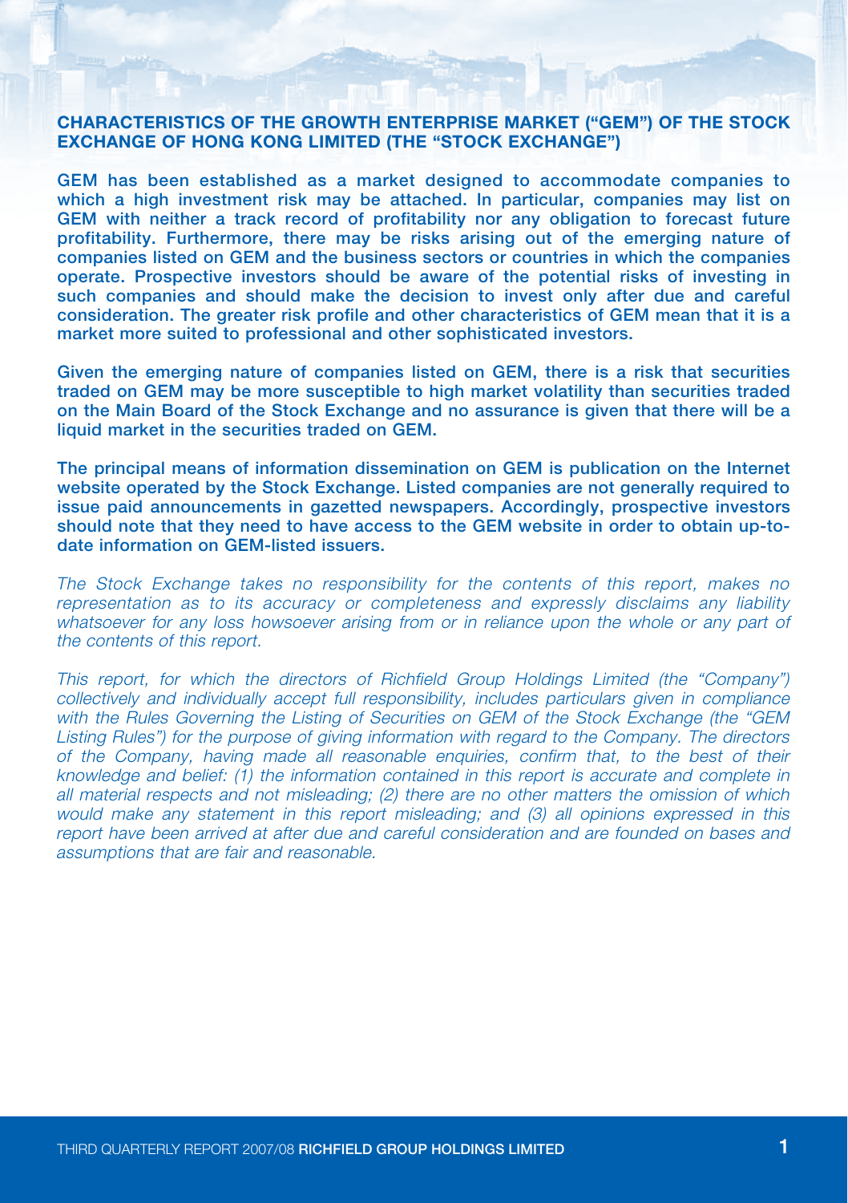## CHARACTERISTICS OF THE GROWTH ENTERPRISE MARKET ("GEM") OF THE STOCK EXCHANGE OF HONG KONG LIMITED (THE "STOCK EXCHANGE")

**GEM has been established as a market designed to accommodate companies to which a high investment risk may be attached. In particular, companies may list on GEM with neither a track record of profitability nor any obligation to forecast future profitability. Furthermore, there may be risks arising out of the emerging nature of companies listed on GEM and the business sectors or countries in which the companies operate. Prospective investors should be aware of the potential risks of investing in such companies and should make the decision to invest only after due and careful consideration. The greater risk profile and other characteristics of GEM mean that it is a market more suited to professional and other sophisticated investors.**

**Given the emerging nature of companies listed on GEM, there is a risk that securities traded on GEM may be more susceptible to high market volatility than securities traded on the Main Board of the Stock Exchange and no assurance is given that there will be a liquid market in the securities traded on GEM.**

**The principal means of information dissemination on GEM is publication on the Internet website operated by the Stock Exchange. Listed companies are not generally required to issue paid announcements in gazetted newspapers. Accordingly, prospective investors should note that they need to have access to the GEM website in order to obtain up-to-date information on GEM-listed issuers.**

*The Stock Exchange takes no responsibility for the contents of this report, makes no representation as to its accuracy or completeness and expressly disclaims any liability whatsoever for any loss howsoever arising from or in reliance upon the whole or any part of the contents of this report.*

*This report, for which the directors of Richfield Group Holdings Limited (the "Company") collectively and individually accept full responsibility, includes particulars given in compliance with the Rules Governing the Listing of Securities on GEM of the Stock Exchange (the "GEM Listing Rules") for the purpose of giving information with regard to the Company. The directors of the Company, having made all reasonable enquiries, confirm that, to the best of their knowledge and belief: (1) the information contained in this report is accurate and complete in all material respects and not misleading; (2) there are no other matters the omission of which would make any statement in this report misleading; and (3) all opinions expressed in this report have been arrived at after due and careful consideration and are founded on bases and assumptions that are fair and reasonable.*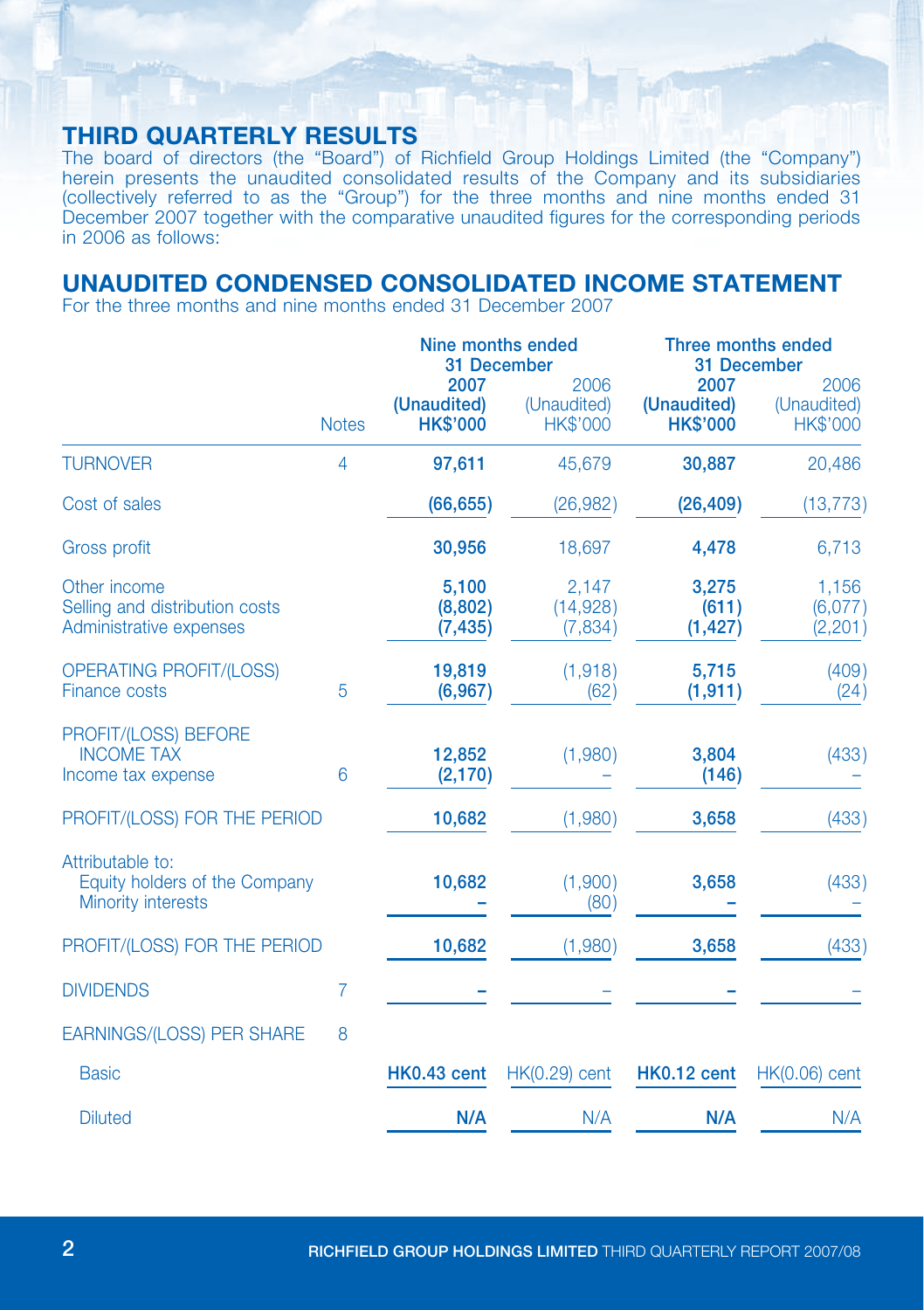## THIRD QUARTERLY RESULTS

The board of directors (the "Board") of Richfield Group Holdings Limited (the "Company") herein presents the unaudited consolidated results of the Company and its subsidiaries (collectively referred to as the "Group") for the three months and nine months ended 31 December 2007 together with the comparative unaudited figures for the corresponding periods in 2006 as follows:

## UNAUDITED CONDENSED CONSOLIDATED INCOME STATEMENT

For the three months and nine months ended 31 December 2007

| | Notes | Nine months ended 31 December | | Three months ended 31 December | |
|---|---|---|---|---|---|
| | | **2007 (Unaudited) HK$'000** | 2006 (Unaudited) HK$'000 | **2007 (Unaudited) HK$'000** | 2006 (Unaudited) HK$'000 |
| TURNOVER | 4 | **97,611** | 45,679 | **30,887** | 20,486 |
| Cost of sales | | **(66,655)** | (26,982) | **(26,409)** | (13,773) |
| Gross profit | | **30,956** | 18,697 | **4,478** | 6,713 |
| Other income | | **5,100** | 2,147 | **3,275** | 1,156 |
| Selling and distribution costs | | **(8,802)** | (14,928) | **(611)** | (6,077) |
| Administrative expenses | | **(7,435)** | (7,834) | **(1,427)** | (2,201) |
| OPERATING PROFIT/(LOSS) | 5 | **19,819** | (1,918) | **5,715** | (409) |
| Finance costs | | **(6,967)** | (62) | **(1,911)** | (24) |
| PROFIT/(LOSS) BEFORE INCOME TAX | | **12,852** | (1,980) | **3,804** | (433) |
| Income tax expense | 6 | **(2,170)** | – | **(146)** | – |
| PROFIT/(LOSS) FOR THE PERIOD | | **10,682** | (1,980) | **3,658** | (433) |
| Attributable to: | | | | | |
| Equity holders of the Company | | **10,682** | (1,900) | **3,658** | (433) |
| Minority interests | | **–** | (80) | **–** | – |
| PROFIT/(LOSS) FOR THE PERIOD | | **10,682** | (1,980) | **3,658** | (433) |
| DIVIDENDS | 7 | **–** | – | **–** | – |
| EARNINGS/(LOSS) PER SHARE | 8 | | | | |
| Basic | | **HK0.43 cent** | HK(0.29) cent | **HK0.12 cent** | HK(0.06) cent |
| Diluted | | **N/A** | N/A | **N/A** | N/A |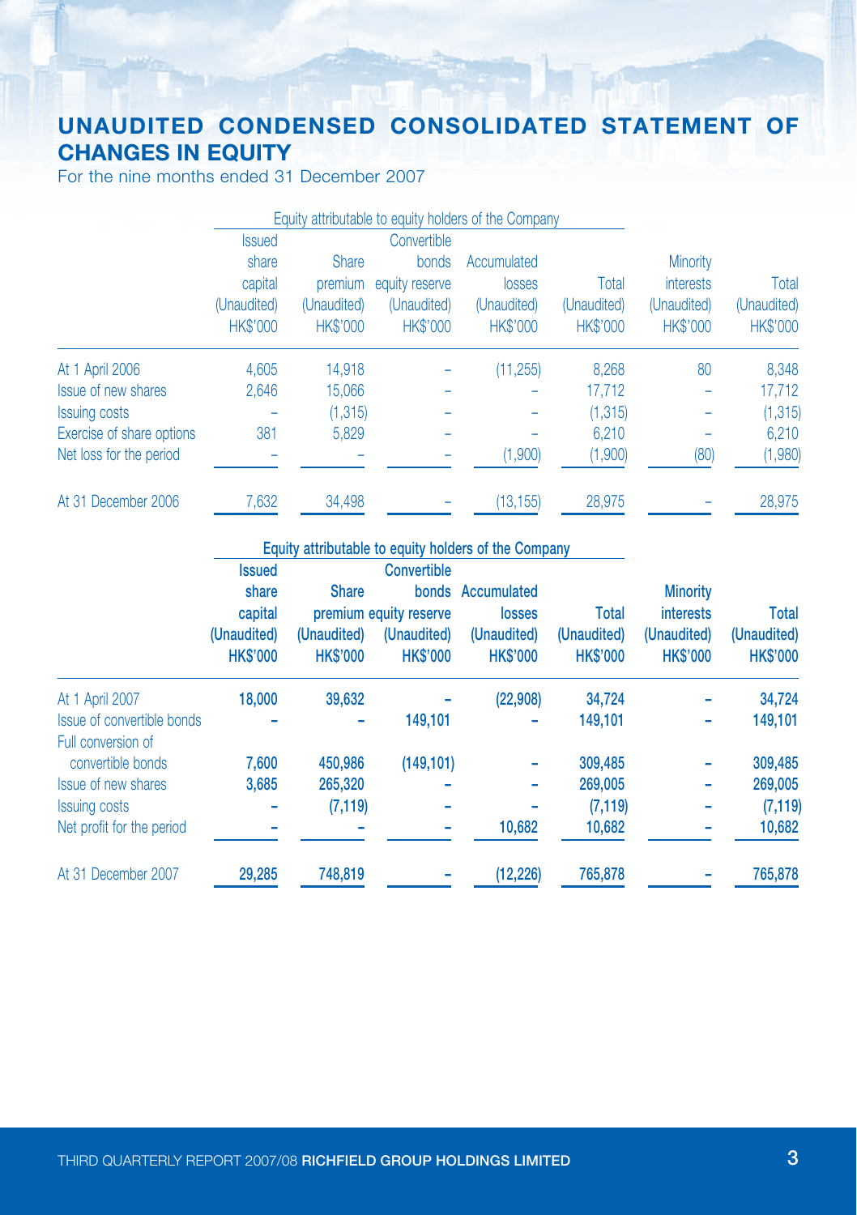# UNAUDITED CONDENSED CONSOLIDATED STATEMENT OF CHANGES IN EQUITY

For the nine months ended 31 December 2007

| | Equity attributable to equity holders of the Company | | | | | | |
|---|---|---|---|---|---|---|---|
| | Issued share capital (Unaudited) HK$'000 | Share premium (Unaudited) HK$'000 | Convertible bonds equity reserve (Unaudited) HK$'000 | Accumulated losses (Unaudited) HK$'000 | Total (Unaudited) HK$'000 | Minority interests (Unaudited) HK$'000 | Total (Unaudited) HK$'000 |
| At 1 April 2006 | 4,605 | 14,918 | – | (11,255) | 8,268 | 80 | 8,348 |
| Issue of new shares | 2,646 | 15,066 | – | – | 17,712 | – | 17,712 |
| Issuing costs | – | (1,315) | – | – | (1,315) | – | (1,315) |
| Exercise of share options | 381 | 5,829 | – | – | 6,210 | – | 6,210 |
| Net loss for the period | – | – | – | (1,900) | (1,900) | (80) | (1,980) |
| At 31 December 2006 | 7,632 | 34,498 | – | (13,155) | 28,975 | – | 28,975 |

| | **Equity attributable to equity holders of the Company** | | | | | | |
|---|---|---|---|---|---|---|---|
| | **Issued share capital (Unaudited) HK$'000** | **Share premium (Unaudited) HK$'000** | **Convertible bonds equity reserve (Unaudited) HK$'000** | **Accumulated losses (Unaudited) HK$'000** | **Total (Unaudited) HK$'000** | **Minority interests (Unaudited) HK$'000** | **Total (Unaudited) HK$'000** |
| At 1 April 2007 | **18,000** | **39,632** | **–** | **(22,908)** | **34,724** | **–** | **34,724** |
| Issue of convertible bonds | **–** | **–** | **149,101** | **–** | **149,101** | **–** | **149,101** |
| Full conversion of convertible bonds | **7,600** | **450,986** | **(149,101)** | **–** | **309,485** | **–** | **309,485** |
| Issue of new shares | **3,685** | **265,320** | **–** | **–** | **269,005** | **–** | **269,005** |
| Issuing costs | **–** | **(7,119)** | **–** | **–** | **(7,119)** | **–** | **(7,119)** |
| Net profit for the period | **–** | **–** | **–** | **10,682** | **10,682** | **–** | **10,682** |
| At 31 December 2007 | **29,285** | **748,819** | **–** | **(12,226)** | **765,878** | **–** | **765,878** |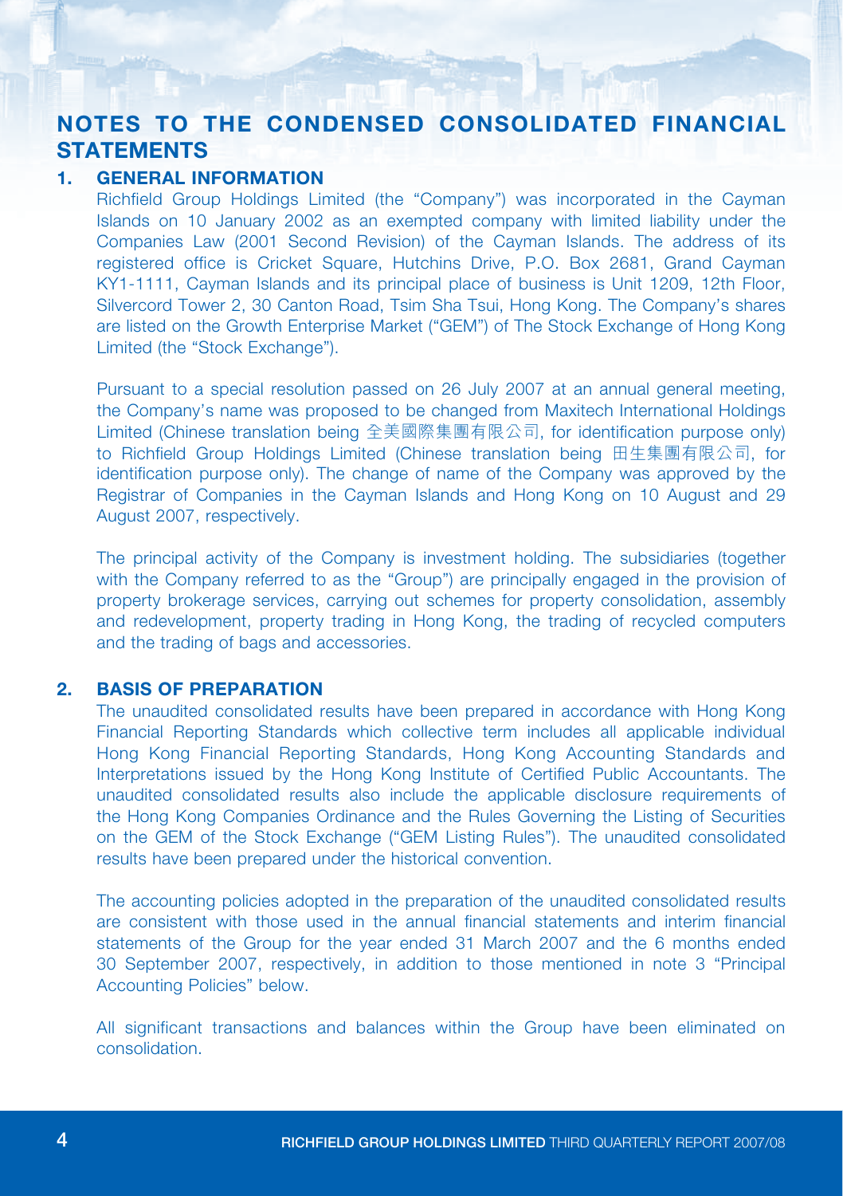# NOTES TO THE CONDENSED CONSOLIDATED FINANCIAL STATEMENTS

## 1. GENERAL INFORMATION

Richfield Group Holdings Limited (the "Company") was incorporated in the Cayman Islands on 10 January 2002 as an exempted company with limited liability under the Companies Law (2001 Second Revision) of the Cayman Islands. The address of its registered office is Cricket Square, Hutchins Drive, P.O. Box 2681, Grand Cayman KY1-1111, Cayman Islands and its principal place of business is Unit 1209, 12th Floor, Silvercord Tower 2, 30 Canton Road, Tsim Sha Tsui, Hong Kong. The Company's shares are listed on the Growth Enterprise Market ("GEM") of The Stock Exchange of Hong Kong Limited (the "Stock Exchange").

Pursuant to a special resolution passed on 26 July 2007 at an annual general meeting, the Company's name was proposed to be changed from Maxitech International Holdings Limited (Chinese translation being 全美國際集團有限公司, for identification purpose only) to Richfield Group Holdings Limited (Chinese translation being 田生集團有限公司, for identification purpose only). The change of name of the Company was approved by the Registrar of Companies in the Cayman Islands and Hong Kong on 10 August and 29 August 2007, respectively.

The principal activity of the Company is investment holding. The subsidiaries (together with the Company referred to as the "Group") are principally engaged in the provision of property brokerage services, carrying out schemes for property consolidation, assembly and redevelopment, property trading in Hong Kong, the trading of recycled computers and the trading of bags and accessories.

## 2. BASIS OF PREPARATION

The unaudited consolidated results have been prepared in accordance with Hong Kong Financial Reporting Standards which collective term includes all applicable individual Hong Kong Financial Reporting Standards, Hong Kong Accounting Standards and Interpretations issued by the Hong Kong Institute of Certified Public Accountants. The unaudited consolidated results also include the applicable disclosure requirements of the Hong Kong Companies Ordinance and the Rules Governing the Listing of Securities on the GEM of the Stock Exchange ("GEM Listing Rules"). The unaudited consolidated results have been prepared under the historical convention.

The accounting policies adopted in the preparation of the unaudited consolidated results are consistent with those used in the annual financial statements and interim financial statements of the Group for the year ended 31 March 2007 and the 6 months ended 30 September 2007, respectively, in addition to those mentioned in note 3 "Principal Accounting Policies" below.

All significant transactions and balances within the Group have been eliminated on consolidation.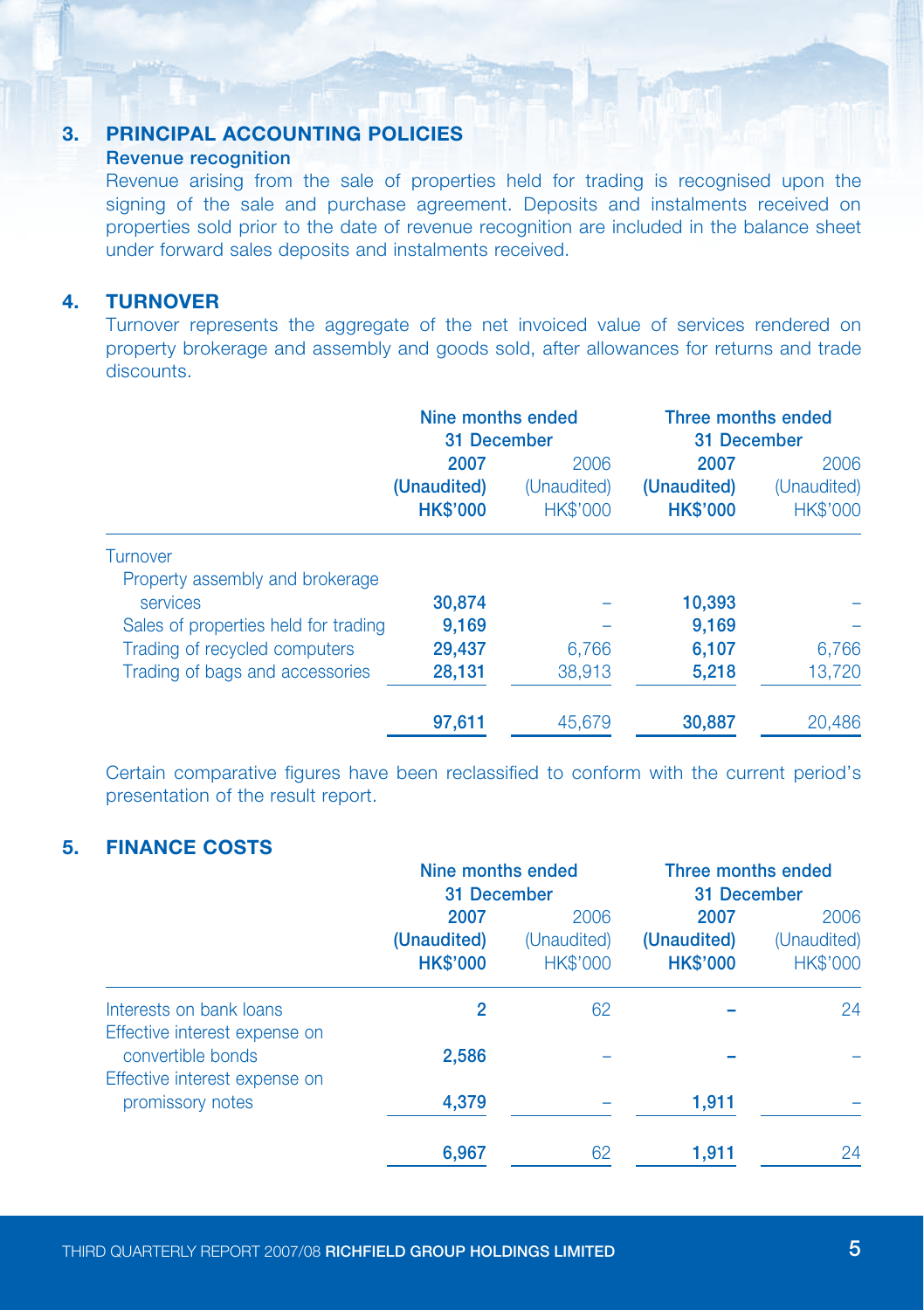## 3. PRINCIPAL ACCOUNTING POLICIES

**Revenue recognition**

Revenue arising from the sale of properties held for trading is recognised upon the signing of the sale and purchase agreement. Deposits and instalments received on properties sold prior to the date of revenue recognition are included in the balance sheet under forward sales deposits and instalments received.

## 4. TURNOVER

Turnover represents the aggregate of the net invoiced value of services rendered on property brokerage and assembly and goods sold, after allowances for returns and trade discounts.

| | Nine months ended 31 December | | Three months ended 31 December | |
|---|---|---|---|---|
| | **2007** | 2006 | **2007** | 2006 |
| | **(Unaudited)** | (Unaudited) | **(Unaudited)** | (Unaudited) |
| | **HK$'000** | HK$'000 | **HK$'000** | HK$'000 |
| Turnover | | | | |
| Property assembly and brokerage services | **30,874** | – | **10,393** | – |
| Sales of properties held for trading | **9,169** | – | **9,169** | – |
| Trading of recycled computers | **29,437** | 6,766 | **6,107** | 6,766 |
| Trading of bags and accessories | **28,131** | 38,913 | **5,218** | 13,720 |
| | **97,611** | 45,679 | **30,887** | 20,486 |

Certain comparative figures have been reclassified to conform with the current period's presentation of the result report.

## 5. FINANCE COSTS

| | Nine months ended 31 December | | Three months ended 31 December | |
|---|---|---|---|---|
| | **2007** | 2006 | **2007** | 2006 |
| | **(Unaudited)** | (Unaudited) | **(Unaudited)** | (Unaudited) |
| | **HK$'000** | HK$'000 | **HK$'000** | HK$'000 |
| Interests on bank loans | **2** | 62 | **–** | 24 |
| Effective interest expense on convertible bonds | **2,586** | – | **–** | – |
| Effective interest expense on promissory notes | **4,379** | – | **1,911** | – |
| | **6,967** | 62 | **1,911** | 24 |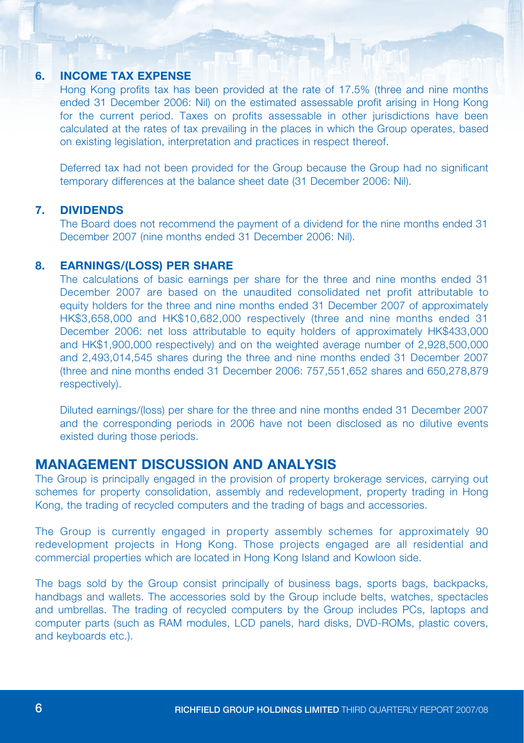### 6. INCOME TAX EXPENSE

Hong Kong profits tax has been provided at the rate of 17.5% (three and nine months ended 31 December 2006: Nil) on the estimated assessable profit arising in Hong Kong for the current period. Taxes on profits assessable in other jurisdictions have been calculated at the rates of tax prevailing in the places in which the Group operates, based on existing legislation, interpretation and practices in respect thereof.

Deferred tax had not been provided for the Group because the Group had no significant temporary differences at the balance sheet date (31 December 2006: Nil).

### 7. DIVIDENDS

The Board does not recommend the payment of a dividend for the nine months ended 31 December 2007 (nine months ended 31 December 2006: Nil).

### 8. EARNINGS/(LOSS) PER SHARE

The calculations of basic earnings per share for the three and nine months ended 31 December 2007 are based on the unaudited consolidated net profit attributable to equity holders for the three and nine months ended 31 December 2007 of approximately HK$3,658,000 and HK$10,682,000 respectively (three and nine months ended 31 December 2006: net loss attributable to equity holders of approximately HK$433,000 and HK$1,900,000 respectively) and on the weighted average number of 2,928,500,000 and 2,493,014,545 shares during the three and nine months ended 31 December 2007 (three and nine months ended 31 December 2006: 757,551,652 shares and 650,278,879 respectively).

Diluted earnings/(loss) per share for the three and nine months ended 31 December 2007 and the corresponding periods in 2006 have not been disclosed as no dilutive events existed during those periods.

## MANAGEMENT DISCUSSION AND ANALYSIS

The Group is principally engaged in the provision of property brokerage services, carrying out schemes for property consolidation, assembly and redevelopment, property trading in Hong Kong, the trading of recycled computers and the trading of bags and accessories.

The Group is currently engaged in property assembly schemes for approximately 90 redevelopment projects in Hong Kong. Those projects engaged are all residential and commercial properties which are located in Hong Kong Island and Kowloon side.

The bags sold by the Group consist principally of business bags, sports bags, backpacks, handbags and wallets. The accessories sold by the Group include belts, watches, spectacles and umbrellas. The trading of recycled computers by the Group includes PCs, laptops and computer parts (such as RAM modules, LCD panels, hard disks, DVD-ROMs, plastic covers, and keyboards etc.).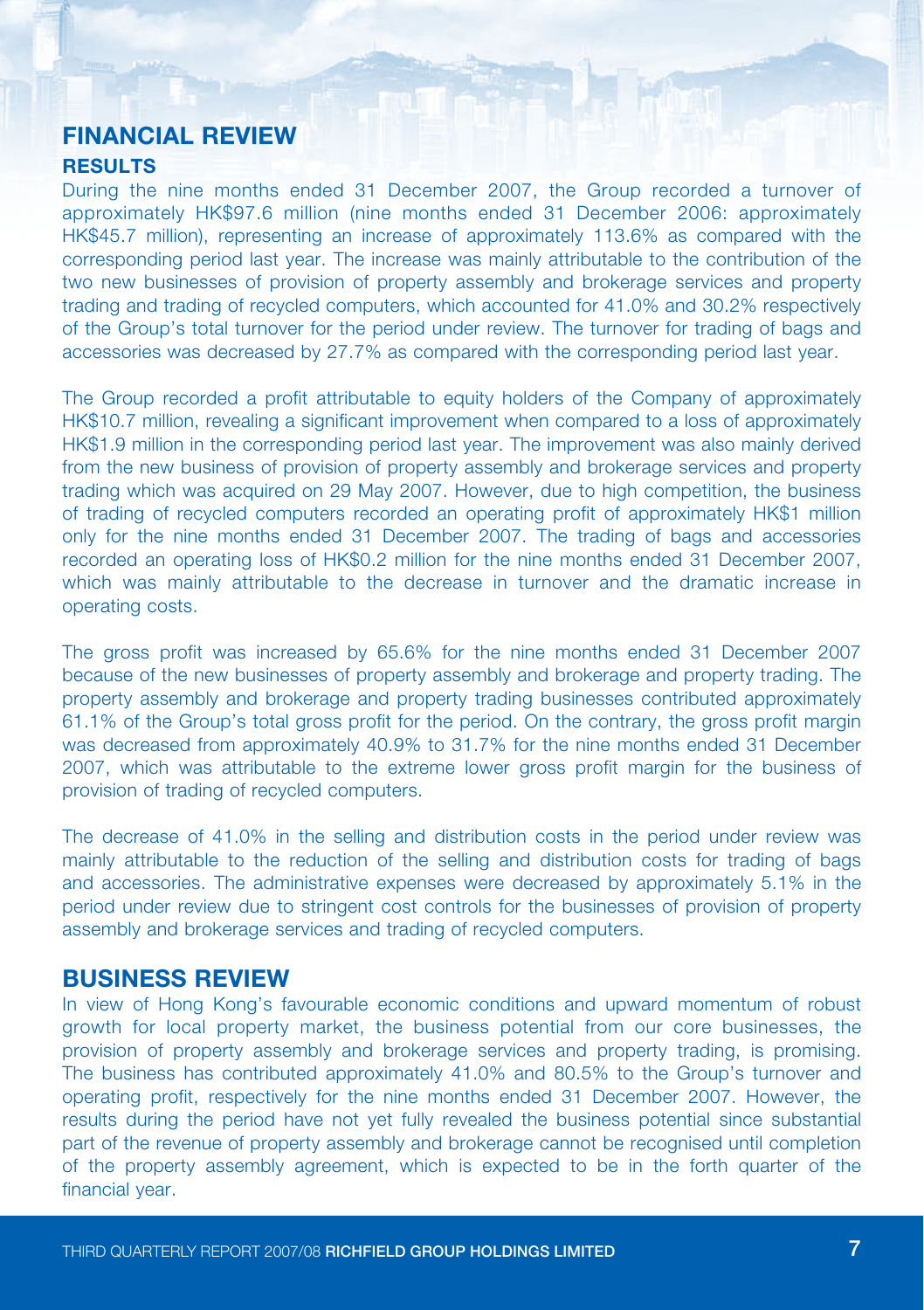# FINANCIAL REVIEW

## RESULTS

During the nine months ended 31 December 2007, the Group recorded a turnover of approximately HK$97.6 million (nine months ended 31 December 2006: approximately HK$45.7 million), representing an increase of approximately 113.6% as compared with the corresponding period last year. The increase was mainly attributable to the contribution of the two new businesses of provision of property assembly and brokerage services and property trading and trading of recycled computers, which accounted for 41.0% and 30.2% respectively of the Group's total turnover for the period under review. The turnover for trading of bags and accessories was decreased by 27.7% as compared with the corresponding period last year.

The Group recorded a profit attributable to equity holders of the Company of approximately HK$10.7 million, revealing a significant improvement when compared to a loss of approximately HK$1.9 million in the corresponding period last year. The improvement was also mainly derived from the new business of provision of property assembly and brokerage services and property trading which was acquired on 29 May 2007. However, due to high competition, the business of trading of recycled computers recorded an operating profit of approximately HK$1 million only for the nine months ended 31 December 2007. The trading of bags and accessories recorded an operating loss of HK$0.2 million for the nine months ended 31 December 2007, which was mainly attributable to the decrease in turnover and the dramatic increase in operating costs.

The gross profit was increased by 65.6% for the nine months ended 31 December 2007 because of the new businesses of property assembly and brokerage and property trading. The property assembly and brokerage and property trading businesses contributed approximately 61.1% of the Group's total gross profit for the period. On the contrary, the gross profit margin was decreased from approximately 40.9% to 31.7% for the nine months ended 31 December 2007, which was attributable to the extreme lower gross profit margin for the business of provision of trading of recycled computers.

The decrease of 41.0% in the selling and distribution costs in the period under review was mainly attributable to the reduction of the selling and distribution costs for trading of bags and accessories. The administrative expenses were decreased by approximately 5.1% in the period under review due to stringent cost controls for the businesses of provision of property assembly and brokerage services and trading of recycled computers.

# BUSINESS REVIEW

In view of Hong Kong's favourable economic conditions and upward momentum of robust growth for local property market, the business potential from our core businesses, the provision of property assembly and brokerage services and property trading, is promising. The business has contributed approximately 41.0% and 80.5% to the Group's turnover and operating profit, respectively for the nine months ended 31 December 2007. However, the results during the period have not yet fully revealed the business potential since substantial part of the revenue of property assembly and brokerage cannot be recognised until completion of the property assembly agreement, which is expected to be in the forth quarter of the financial year.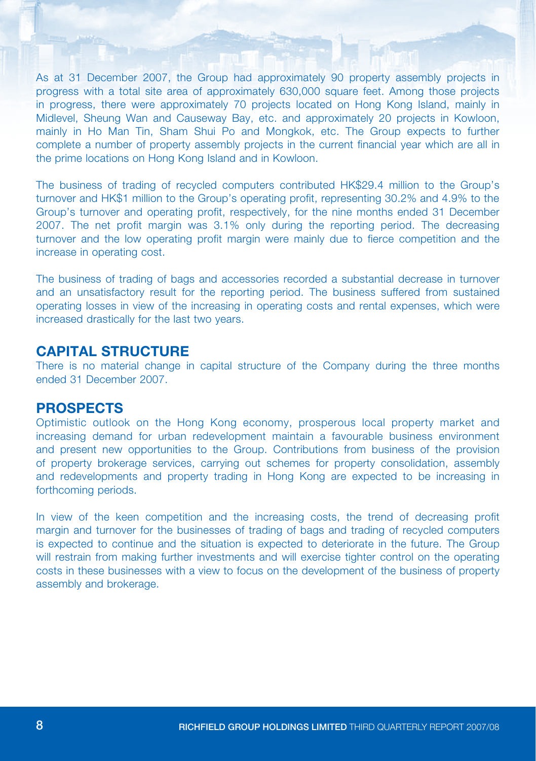As at 31 December 2007, the Group had approximately 90 property assembly projects in progress with a total site area of approximately 630,000 square feet. Among those projects in progress, there were approximately 70 projects located on Hong Kong Island, mainly in Midlevel, Sheung Wan and Causeway Bay, etc. and approximately 20 projects in Kowloon, mainly in Ho Man Tin, Sham Shui Po and Mongkok, etc. The Group expects to further complete a number of property assembly projects in the current financial year which are all in the prime locations on Hong Kong Island and in Kowloon.

The business of trading of recycled computers contributed HK$29.4 million to the Group's turnover and HK$1 million to the Group's operating profit, representing 30.2% and 4.9% to the Group's turnover and operating profit, respectively, for the nine months ended 31 December 2007. The net profit margin was 3.1% only during the reporting period. The decreasing turnover and the low operating profit margin were mainly due to fierce competition and the increase in operating cost.

The business of trading of bags and accessories recorded a substantial decrease in turnover and an unsatisfactory result for the reporting period. The business suffered from sustained operating losses in view of the increasing in operating costs and rental expenses, which were increased drastically for the last two years.

## CAPITAL STRUCTURE

There is no material change in capital structure of the Company during the three months ended 31 December 2007.

## PROSPECTS

Optimistic outlook on the Hong Kong economy, prosperous local property market and increasing demand for urban redevelopment maintain a favourable business environment and present new opportunities to the Group. Contributions from business of the provision of property brokerage services, carrying out schemes for property consolidation, assembly and redevelopments and property trading in Hong Kong are expected to be increasing in forthcoming periods.

In view of the keen competition and the increasing costs, the trend of decreasing profit margin and turnover for the businesses of trading of bags and trading of recycled computers is expected to continue and the situation is expected to deteriorate in the future. The Group will restrain from making further investments and will exercise tighter control on the operating costs in these businesses with a view to focus on the development of the business of property assembly and brokerage.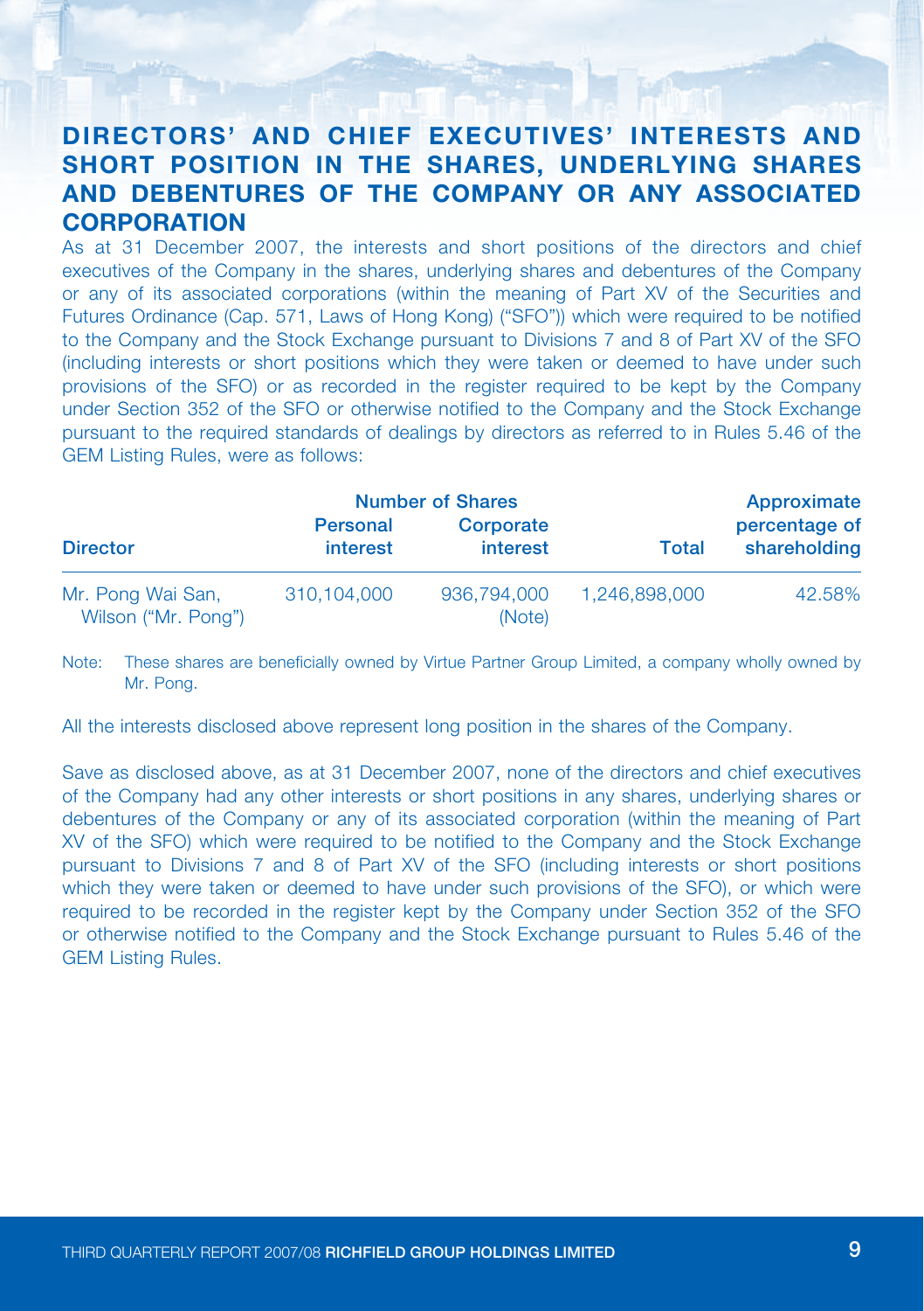## DIRECTORS' AND CHIEF EXECUTIVES' INTERESTS AND SHORT POSITION IN THE SHARES, UNDERLYING SHARES AND DEBENTURES OF THE COMPANY OR ANY ASSOCIATED CORPORATION

As at 31 December 2007, the interests and short positions of the directors and chief executives of the Company in the shares, underlying shares and debentures of the Company or any of its associated corporations (within the meaning of Part XV of the Securities and Futures Ordinance (Cap. 571, Laws of Hong Kong) ("SFO")) which were required to be notified to the Company and the Stock Exchange pursuant to Divisions 7 and 8 of Part XV of the SFO (including interests or short positions which they were taken or deemed to have under such provisions of the SFO) or as recorded in the register required to be kept by the Company under Section 352 of the SFO or otherwise notified to the Company and the Stock Exchange pursuant to the required standards of dealings by directors as referred to in Rules 5.46 of the GEM Listing Rules, were as follows:

| Director | Number of Shares | | | Approximate percentage of shareholding |
|---|---|---|---|---|
| | Personal interest | Corporate interest | Total | |
| Mr. Pong Wai San, Wilson ("Mr. Pong") | 310,104,000 | 936,794,000 (Note) | 1,246,898,000 | 42.58% |

Note: These shares are beneficially owned by Virtue Partner Group Limited, a company wholly owned by Mr. Pong.

All the interests disclosed above represent long position in the shares of the Company.

Save as disclosed above, as at 31 December 2007, none of the directors and chief executives of the Company had any other interests or short positions in any shares, underlying shares or debentures of the Company or any of its associated corporation (within the meaning of Part XV of the SFO) which were required to be notified to the Company and the Stock Exchange pursuant to Divisions 7 and 8 of Part XV of the SFO (including interests or short positions which they were taken or deemed to have under such provisions of the SFO), or which were required to be recorded in the register kept by the Company under Section 352 of the SFO or otherwise notified to the Company and the Stock Exchange pursuant to Rules 5.46 of the GEM Listing Rules.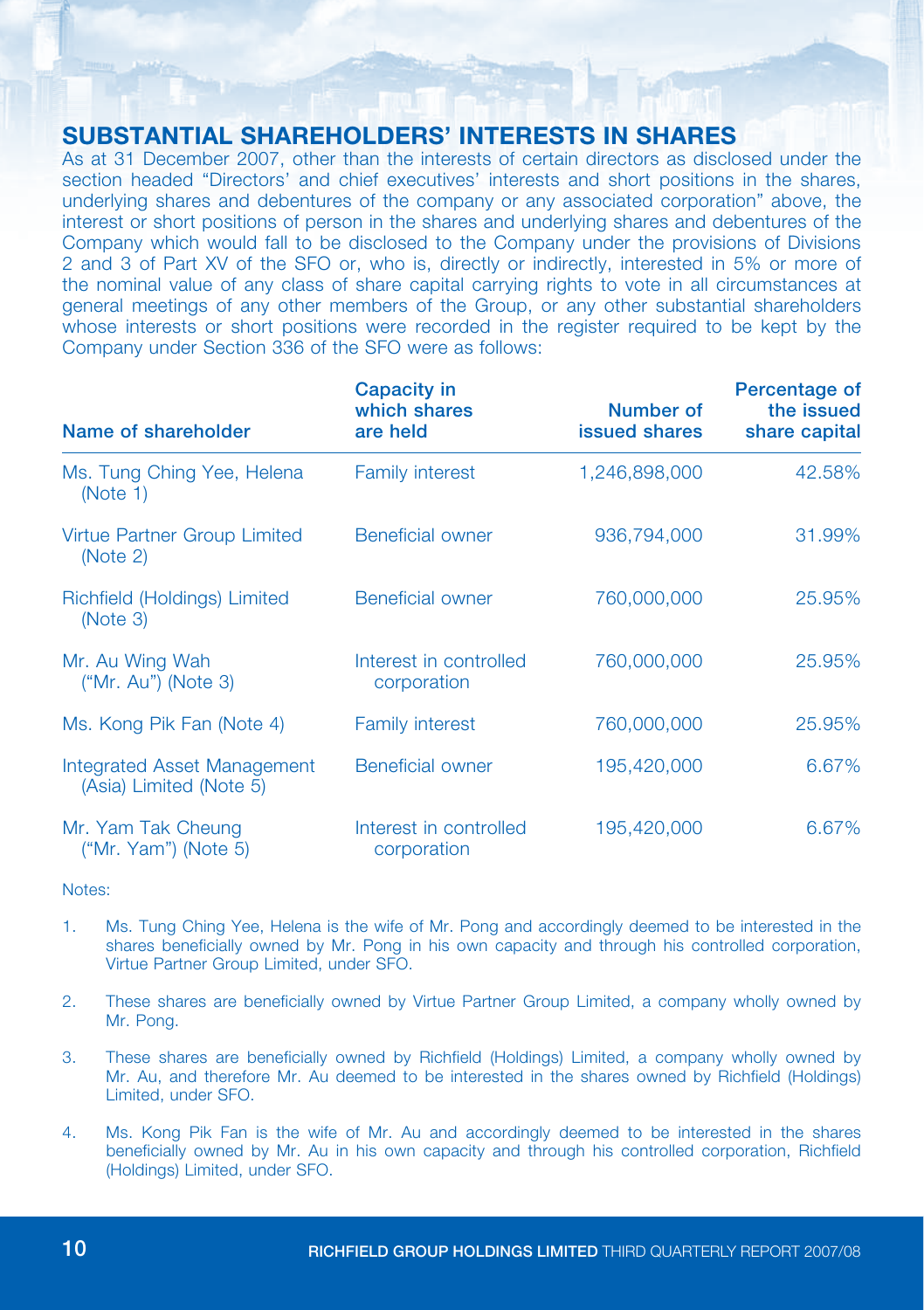## SUBSTANTIAL SHAREHOLDERS' INTERESTS IN SHARES

As at 31 December 2007, other than the interests of certain directors as disclosed under the section headed "Directors' and chief executives' interests and short positions in the shares, underlying shares and debentures of the company or any associated corporation" above, the interest or short positions of person in the shares and underlying shares and debentures of the Company which would fall to be disclosed to the Company under the provisions of Divisions 2 and 3 of Part XV of the SFO or, who is, directly or indirectly, interested in 5% or more of the nominal value of any class of share capital carrying rights to vote in all circumstances at general meetings of any other members of the Group, or any other substantial shareholders whose interests or short positions were recorded in the register required to be kept by the Company under Section 336 of the SFO were as follows:

| Name of shareholder | Capacity in which shares are held | Number of issued shares | Percentage of the issued share capital |
|---|---|---|---|
| Ms. Tung Ching Yee, Helena (Note 1) | Family interest | 1,246,898,000 | 42.58% |
| Virtue Partner Group Limited (Note 2) | Beneficial owner | 936,794,000 | 31.99% |
| Richfield (Holdings) Limited (Note 3) | Beneficial owner | 760,000,000 | 25.95% |
| Mr. Au Wing Wah ("Mr. Au") (Note 3) | Interest in controlled corporation | 760,000,000 | 25.95% |
| Ms. Kong Pik Fan (Note 4) | Family interest | 760,000,000 | 25.95% |
| Integrated Asset Management (Asia) Limited (Note 5) | Beneficial owner | 195,420,000 | 6.67% |
| Mr. Yam Tak Cheung ("Mr. Yam") (Note 5) | Interest in controlled corporation | 195,420,000 | 6.67% |

Notes:

1. Ms. Tung Ching Yee, Helena is the wife of Mr. Pong and accordingly deemed to be interested in the shares beneficially owned by Mr. Pong in his own capacity and through his controlled corporation, Virtue Partner Group Limited, under SFO.

2. These shares are beneficially owned by Virtue Partner Group Limited, a company wholly owned by Mr. Pong.

3. These shares are beneficially owned by Richfield (Holdings) Limited, a company wholly owned by Mr. Au, and therefore Mr. Au deemed to be interested in the shares owned by Richfield (Holdings) Limited, under SFO.

4. Ms. Kong Pik Fan is the wife of Mr. Au and accordingly deemed to be interested in the shares beneficially owned by Mr. Au in his own capacity and through his controlled corporation, Richfield (Holdings) Limited, under SFO.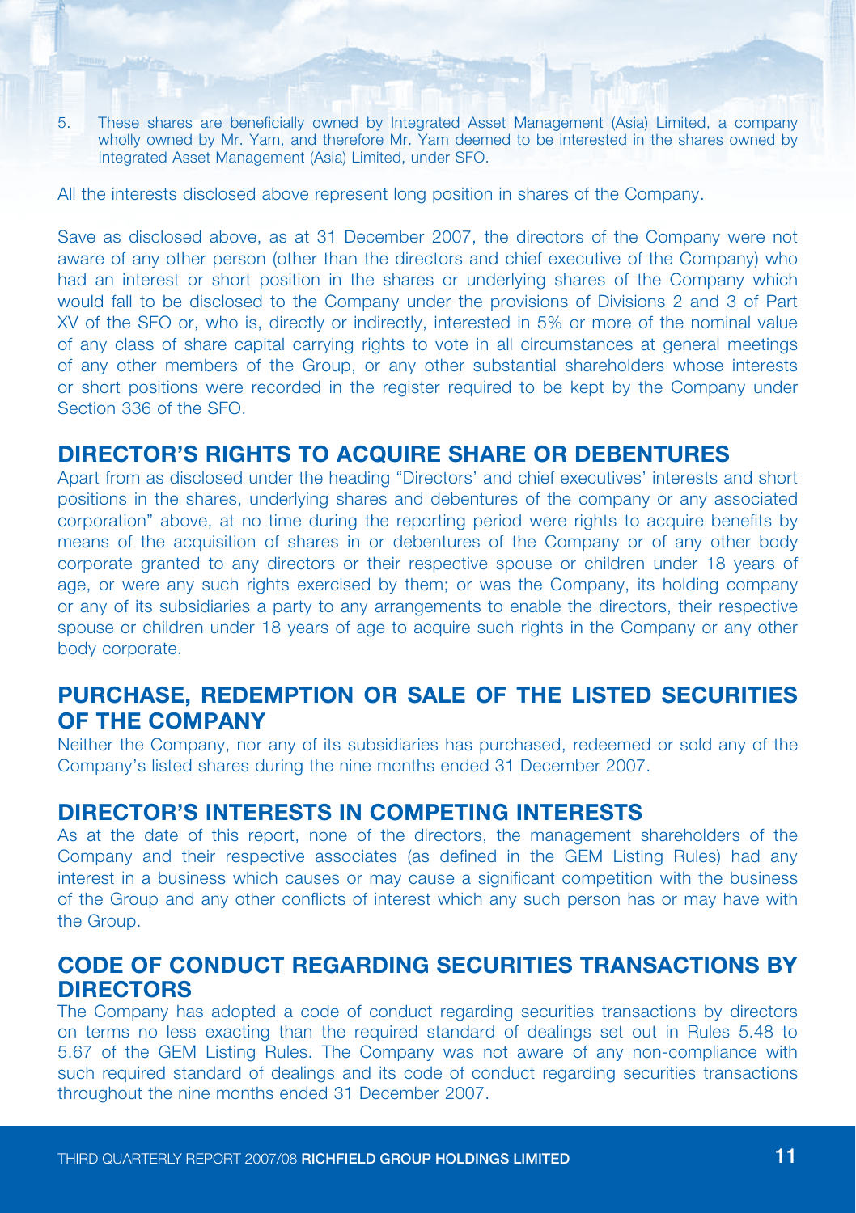5. These shares are beneficially owned by Integrated Asset Management (Asia) Limited, a company wholly owned by Mr. Yam, and therefore Mr. Yam deemed to be interested in the shares owned by Integrated Asset Management (Asia) Limited, under SFO.

All the interests disclosed above represent long position in shares of the Company.

Save as disclosed above, as at 31 December 2007, the directors of the Company were not aware of any other person (other than the directors and chief executive of the Company) who had an interest or short position in the shares or underlying shares of the Company which would fall to be disclosed to the Company under the provisions of Divisions 2 and 3 of Part XV of the SFO or, who is, directly or indirectly, interested in 5% or more of the nominal value of any class of share capital carrying rights to vote in all circumstances at general meetings of any other members of the Group, or any other substantial shareholders whose interests or short positions were recorded in the register required to be kept by the Company under Section 336 of the SFO.

## DIRECTOR'S RIGHTS TO ACQUIRE SHARE OR DEBENTURES

Apart from as disclosed under the heading "Directors' and chief executives' interests and short positions in the shares, underlying shares and debentures of the company or any associated corporation" above, at no time during the reporting period were rights to acquire benefits by means of the acquisition of shares in or debentures of the Company or of any other body corporate granted to any directors or their respective spouse or children under 18 years of age, or were any such rights exercised by them; or was the Company, its holding company or any of its subsidiaries a party to any arrangements to enable the directors, their respective spouse or children under 18 years of age to acquire such rights in the Company or any other body corporate.

## PURCHASE, REDEMPTION OR SALE OF THE LISTED SECURITIES OF THE COMPANY

Neither the Company, nor any of its subsidiaries has purchased, redeemed or sold any of the Company's listed shares during the nine months ended 31 December 2007.

## DIRECTOR'S INTERESTS IN COMPETING INTERESTS

As at the date of this report, none of the directors, the management shareholders of the Company and their respective associates (as defined in the GEM Listing Rules) had any interest in a business which causes or may cause a significant competition with the business of the Group and any other conflicts of interest which any such person has or may have with the Group.

## CODE OF CONDUCT REGARDING SECURITIES TRANSACTIONS BY DIRECTORS

The Company has adopted a code of conduct regarding securities transactions by directors on terms no less exacting than the required standard of dealings set out in Rules 5.48 to 5.67 of the GEM Listing Rules. The Company was not aware of any non-compliance with such required standard of dealings and its code of conduct regarding securities transactions throughout the nine months ended 31 December 2007.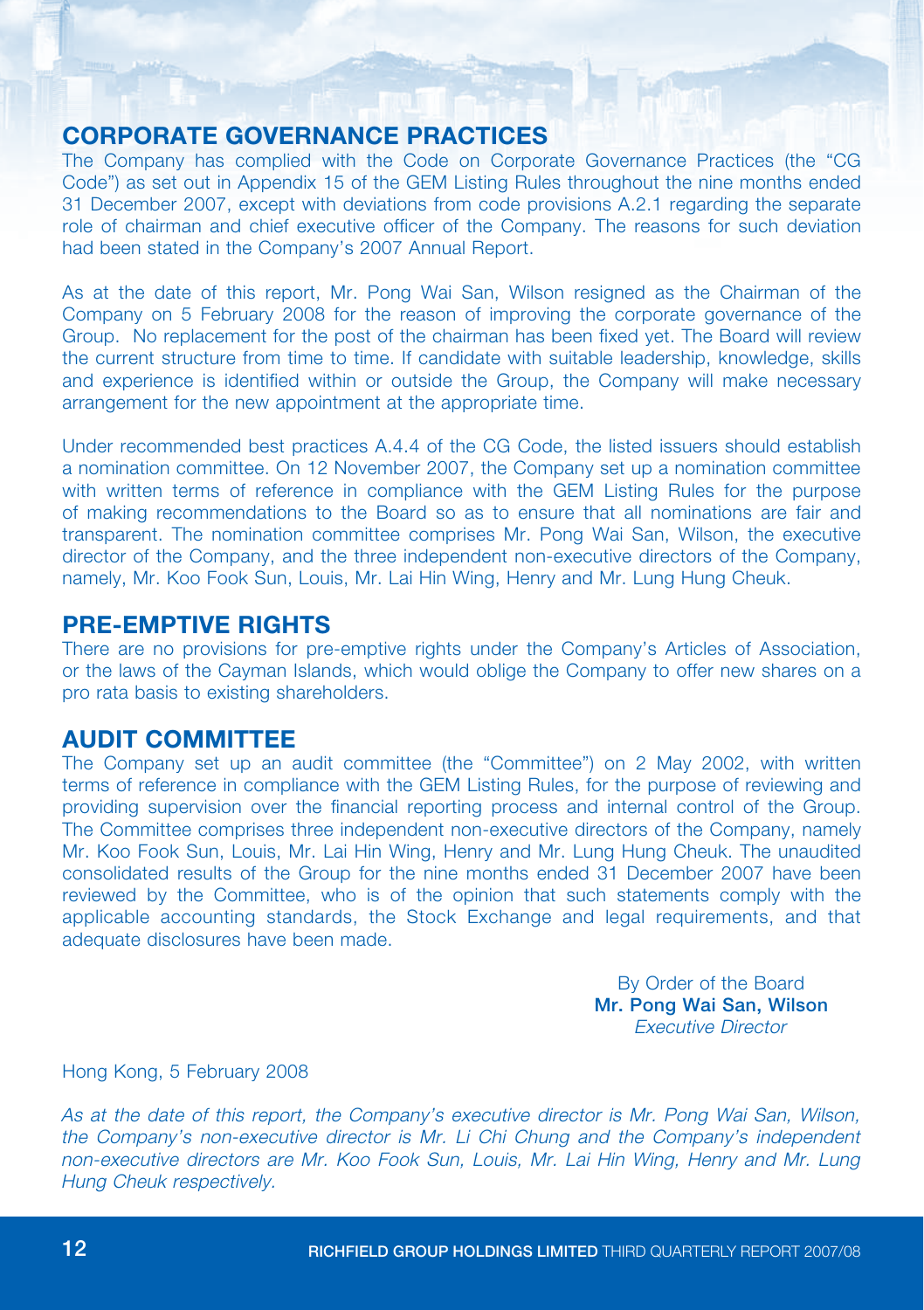## CORPORATE GOVERNANCE PRACTICES

The Company has complied with the Code on Corporate Governance Practices (the "CG Code") as set out in Appendix 15 of the GEM Listing Rules throughout the nine months ended 31 December 2007, except with deviations from code provisions A.2.1 regarding the separate role of chairman and chief executive officer of the Company. The reasons for such deviation had been stated in the Company's 2007 Annual Report.

As at the date of this report, Mr. Pong Wai San, Wilson resigned as the Chairman of the Company on 5 February 2008 for the reason of improving the corporate governance of the Group. No replacement for the post of the chairman has been fixed yet. The Board will review the current structure from time to time. If candidate with suitable leadership, knowledge, skills and experience is identified within or outside the Group, the Company will make necessary arrangement for the new appointment at the appropriate time.

Under recommended best practices A.4.4 of the CG Code, the listed issuers should establish a nomination committee. On 12 November 2007, the Company set up a nomination committee with written terms of reference in compliance with the GEM Listing Rules for the purpose of making recommendations to the Board so as to ensure that all nominations are fair and transparent. The nomination committee comprises Mr. Pong Wai San, Wilson, the executive director of the Company, and the three independent non-executive directors of the Company, namely, Mr. Koo Fook Sun, Louis, Mr. Lai Hin Wing, Henry and Mr. Lung Hung Cheuk.

## PRE-EMPTIVE RIGHTS

There are no provisions for pre-emptive rights under the Company's Articles of Association, or the laws of the Cayman Islands, which would oblige the Company to offer new shares on a pro rata basis to existing shareholders.

## AUDIT COMMITTEE

The Company set up an audit committee (the "Committee") on 2 May 2002, with written terms of reference in compliance with the GEM Listing Rules, for the purpose of reviewing and providing supervision over the financial reporting process and internal control of the Group. The Committee comprises three independent non-executive directors of the Company, namely Mr. Koo Fook Sun, Louis, Mr. Lai Hin Wing, Henry and Mr. Lung Hung Cheuk. The unaudited consolidated results of the Group for the nine months ended 31 December 2007 have been reviewed by the Committee, who is of the opinion that such statements comply with the applicable accounting standards, the Stock Exchange and legal requirements, and that adequate disclosures have been made.

By Order of the Board
**Mr. Pong Wai San, Wilson**
*Executive Director*

Hong Kong, 5 February 2008

*As at the date of this report, the Company's executive director is Mr. Pong Wai San, Wilson, the Company's non-executive director is Mr. Li Chi Chung and the Company's independent non-executive directors are Mr. Koo Fook Sun, Louis, Mr. Lai Hin Wing, Henry and Mr. Lung Hung Cheuk respectively.*